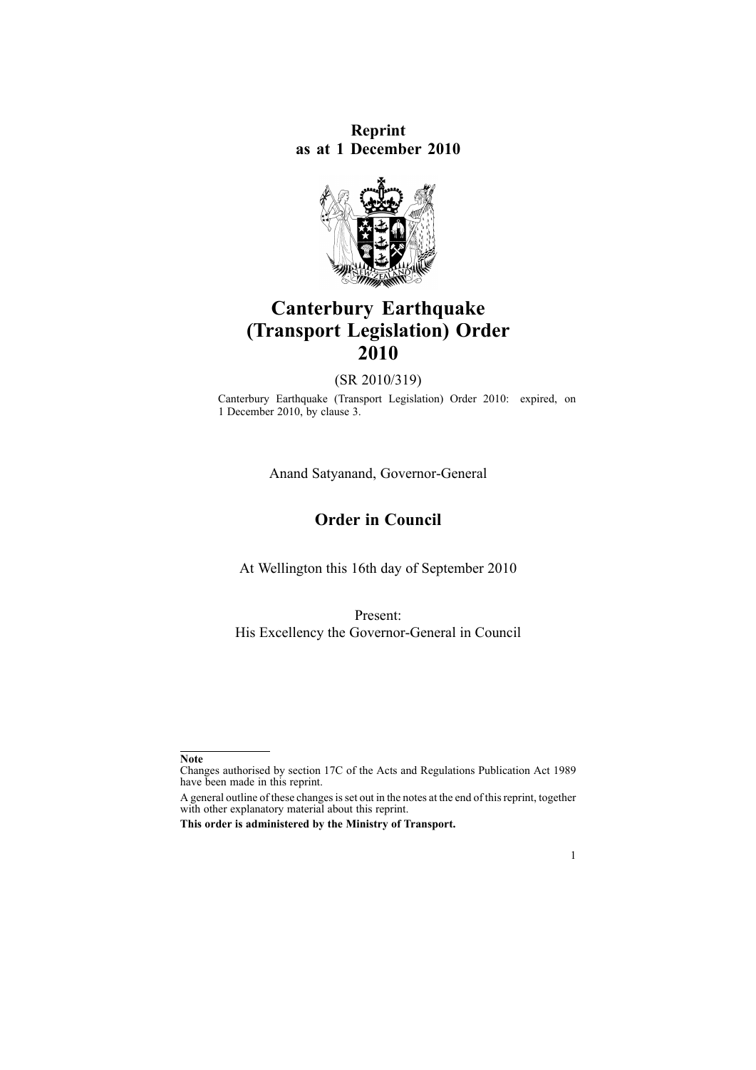**Reprint as at 1 December 2010**

# Canterbury Earthquake (Transport Legislation) Order 2010

(SR 2010/319)

Canterbury Earthquake (Transport Legislation) Order 2010: expired, on 1 December 2010, by clause 3.

Anand Satyanand, Governor-General

## Order in Council

At Wellington this 16th day of September 2010

Present:
His Excellency the Governor-General in Council

---

**Note**

Changes authorised by section 17C of the Acts and Regulations Publication Act 1989 have been made in this reprint.

A general outline of these changes is set out in the notes at the end of this reprint, together with other explanatory material about this reprint.

**This order is administered by the Ministry of Transport.**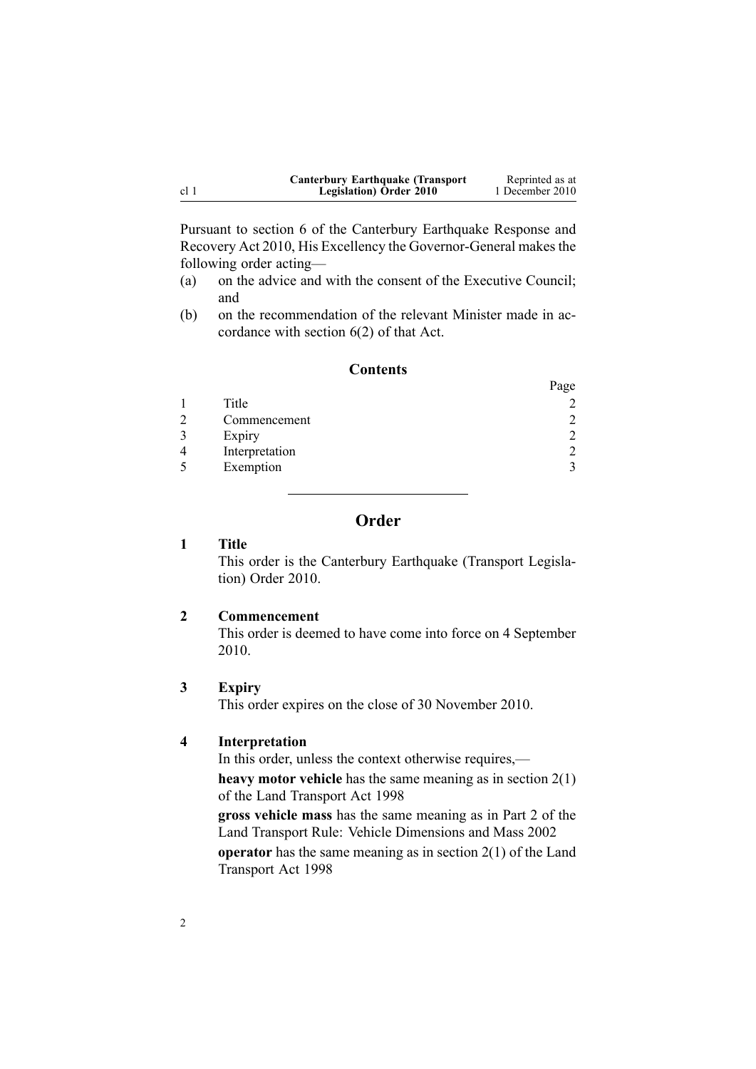Pursuant to section 6 of the Canterbury Earthquake Response and Recovery Act 2010, His Excellency the Governor-General makes the following order acting—

(a) on the advice and with the consent of the Executive Council; and

(b) on the recommendation of the relevant Minister made in accordance with section 6(2) of that Act.

## Contents

| | | Page |
|---|---|---|
| 1 | Title | 2 |
| 2 | Commencement | 2 |
| 3 | Expiry | 2 |
| 4 | Interpretation | 2 |
| 5 | Exemption | 3 |

# Order

### 1 Title

This order is the Canterbury Earthquake (Transport Legislation) Order 2010.

### 2 Commencement

This order is deemed to have come into force on 4 September 2010.

### 3 Expiry

This order expires on the close of 30 November 2010.

### 4 Interpretation

In this order, unless the context otherwise requires,—

**heavy motor vehicle** has the same meaning as in section 2(1) of the Land Transport Act 1998

**gross vehicle mass** has the same meaning as in Part 2 of the Land Transport Rule: Vehicle Dimensions and Mass 2002

**operator** has the same meaning as in section 2(1) of the Land Transport Act 1998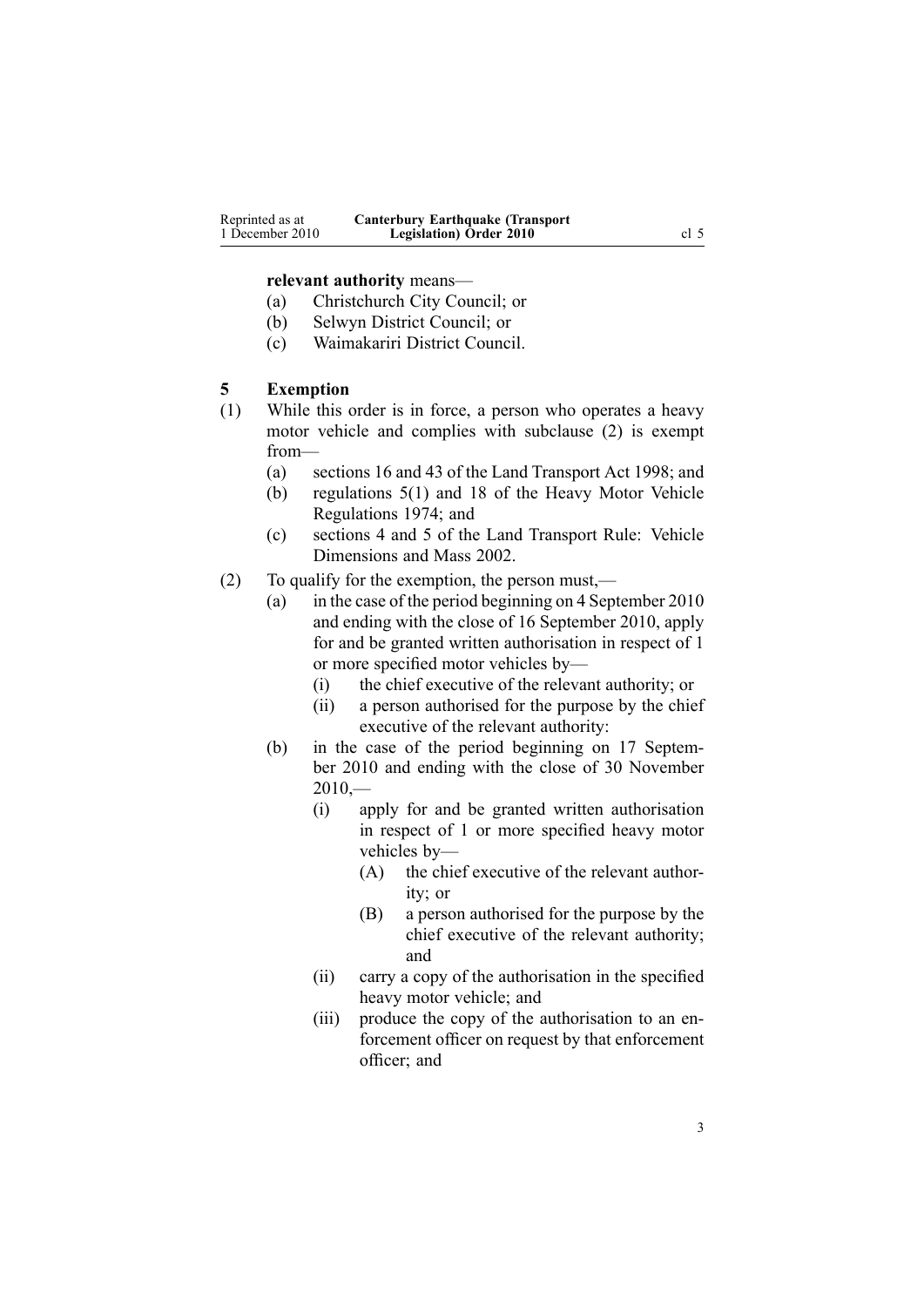**relevant authority** means—

(a) Christchurch City Council; or

(b) Selwyn District Council; or

(c) Waimakariri District Council.

## 5 Exemption

(1) While this order is in force, a person who operates a heavy motor vehicle and complies with subclause (2) is exempt from—

(a) sections 16 and 43 of the Land Transport Act 1998; and

(b) regulations 5(1) and 18 of the Heavy Motor Vehicle Regulations 1974; and

(c) sections 4 and 5 of the Land Transport Rule: Vehicle Dimensions and Mass 2002.

(2) To qualify for the exemption, the person must,—

(a) in the case of the period beginning on 4 September 2010 and ending with the close of 16 September 2010, apply for and be granted written authorisation in respect of 1 or more specified motor vehicles by—

(i) the chief executive of the relevant authority; or

(ii) a person authorised for the purpose by the chief executive of the relevant authority:

(b) in the case of the period beginning on 17 September 2010 and ending with the close of 30 November 2010,—

(i) apply for and be granted written authorisation in respect of 1 or more specified heavy motor vehicles by—

(A) the chief executive of the relevant authority; or

(B) a person authorised for the purpose by the chief executive of the relevant authority; and

(ii) carry a copy of the authorisation in the specified heavy motor vehicle; and

(iii) produce the copy of the authorisation to an enforcement officer on request by that enforcement officer; and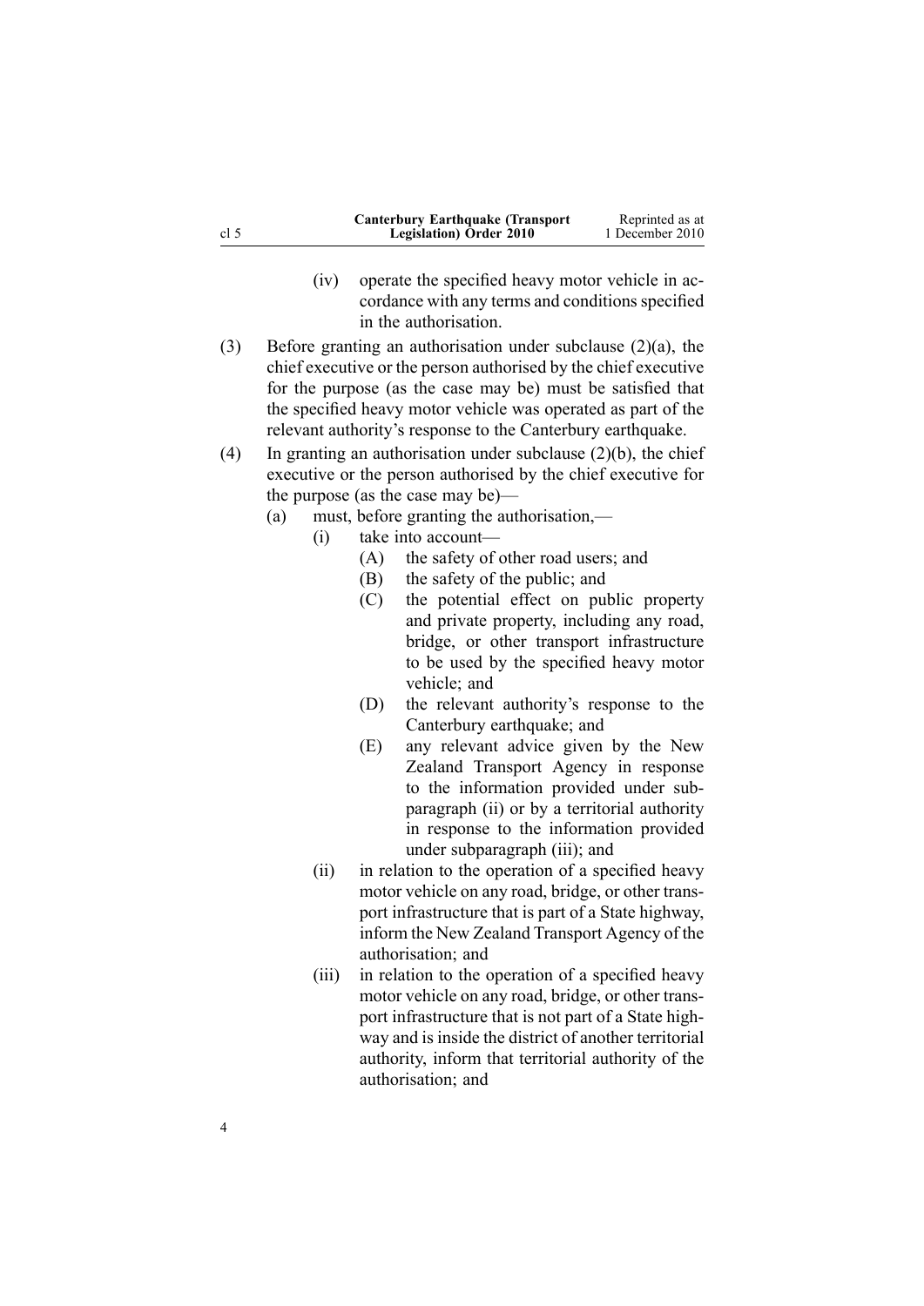(iv) operate the specified heavy motor vehicle in accordance with any terms and conditions specified in the authorisation.

(3) Before granting an authorisation under subclause (2)(a), the chief executive or the person authorised by the chief executive for the purpose (as the case may be) must be satisfied that the specified heavy motor vehicle was operated as part of the relevant authority's response to the Canterbury earthquake.

(4) In granting an authorisation under subclause (2)(b), the chief executive or the person authorised by the chief executive for the purpose (as the case may be)—

- (a) must, before granting the authorisation,—
  - (i) take into account—
    - (A) the safety of other road users; and
    - (B) the safety of the public; and
    - (C) the potential effect on public property and private property, including any road, bridge, or other transport infrastructure to be used by the specified heavy motor vehicle; and
    - (D) the relevant authority's response to the Canterbury earthquake; and
    - (E) any relevant advice given by the New Zealand Transport Agency in response to the information provided under subparagraph (ii) or by a territorial authority in response to the information provided under subparagraph (iii); and
  - (ii) in relation to the operation of a specified heavy motor vehicle on any road, bridge, or other transport infrastructure that is part of a State highway, inform the New Zealand Transport Agency of the authorisation; and
  - (iii) in relation to the operation of a specified heavy motor vehicle on any road, bridge, or other transport infrastructure that is not part of a State highway and is inside the district of another territorial authority, inform that territorial authority of the authorisation; and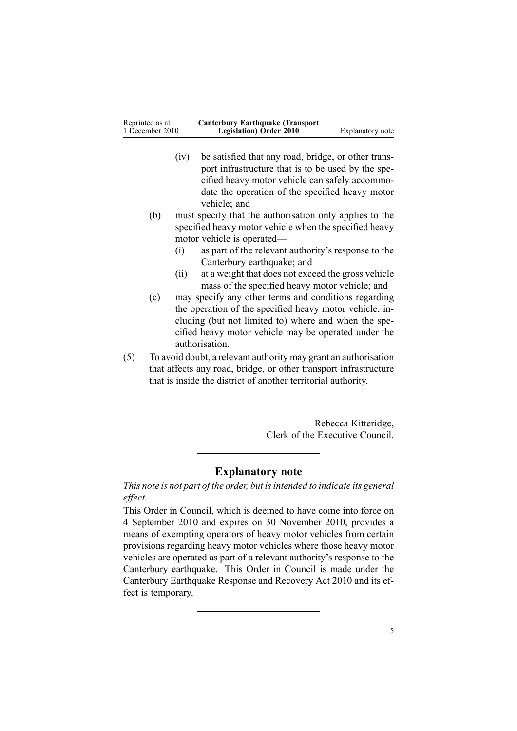(iv) be satisfied that any road, bridge, or other transport infrastructure that is to be used by the specified heavy motor vehicle can safely accommodate the operation of the specified heavy motor vehicle; and

(b) must specify that the authorisation only applies to the specified heavy motor vehicle when the specified heavy motor vehicle is operated—

(i) as part of the relevant authority's response to the Canterbury earthquake; and

(ii) at a weight that does not exceed the gross vehicle mass of the specified heavy motor vehicle; and

(c) may specify any other terms and conditions regarding the operation of the specified heavy motor vehicle, including (but not limited to) where and when the specified heavy motor vehicle may be operated under the authorisation.

(5) To avoid doubt, a relevant authority may grant an authorisation that affects any road, bridge, or other transport infrastructure that is inside the district of another territorial authority.

Rebecca Kitteridge,
Clerk of the Executive Council.

## Explanatory note

*This note is not part of the order, but is intended to indicate its general effect.*

This Order in Council, which is deemed to have come into force on 4 September 2010 and expires on 30 November 2010, provides a means of exempting operators of heavy motor vehicles from certain provisions regarding heavy motor vehicles where those heavy motor vehicles are operated as part of a relevant authority's response to the Canterbury earthquake. This Order in Council is made under the Canterbury Earthquake Response and Recovery Act 2010 and its effect is temporary.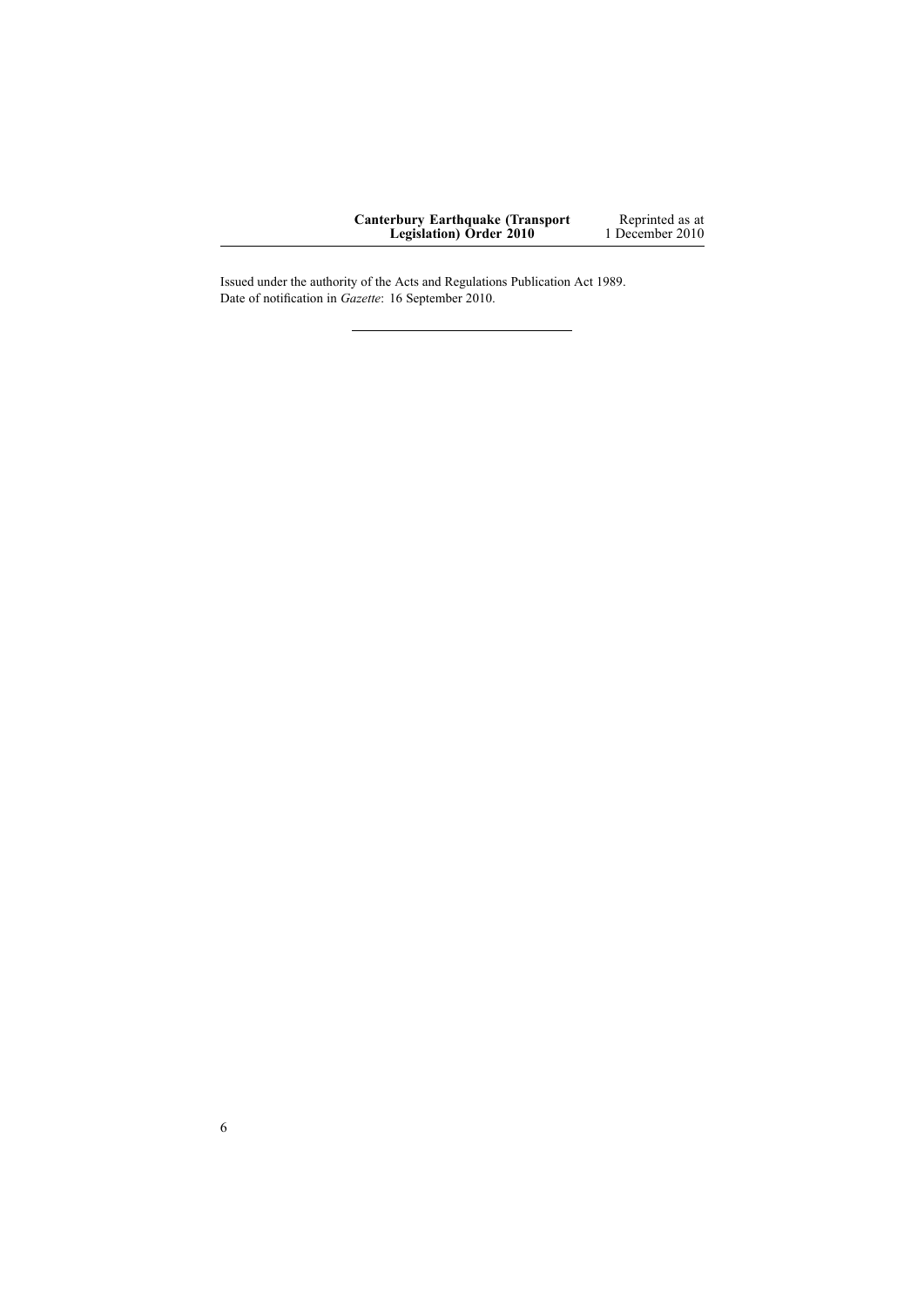Issued under the authority of the Acts and Regulations Publication Act 1989.
Date of notification in *Gazette*: 16 September 2010.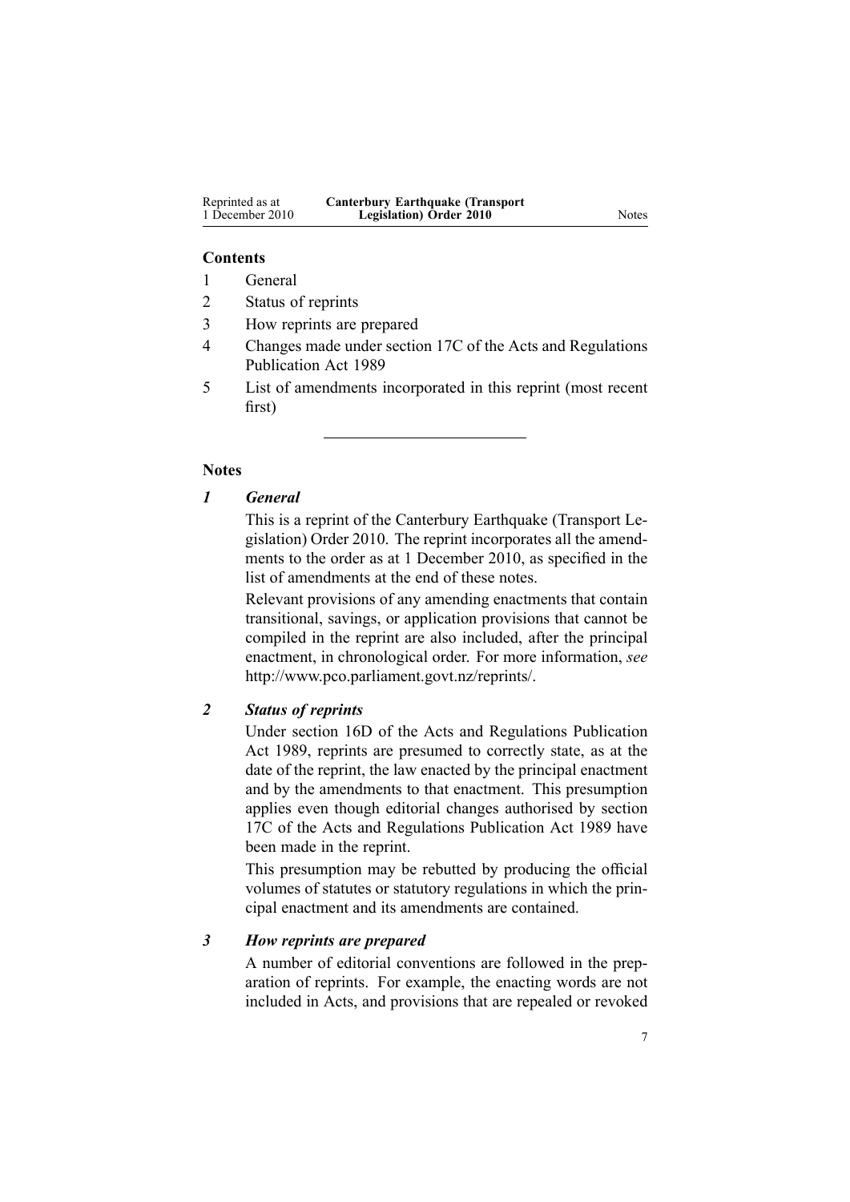## Contents

1. General
2. Status of reprints
3. How reprints are prepared
4. Changes made under section 17C of the Acts and Regulations Publication Act 1989
5. List of amendments incorporated in this reprint (most recent first)

---

## Notes

### *1 General*

This is a reprint of the Canterbury Earthquake (Transport Legislation) Order 2010. The reprint incorporates all the amendments to the order as at 1 December 2010, as specified in the list of amendments at the end of these notes.

Relevant provisions of any amending enactments that contain transitional, savings, or application provisions that cannot be compiled in the reprint are also included, after the principal enactment, in chronological order. For more information, *see* http://www.pco.parliament.govt.nz/reprints/.

### *2 Status of reprints*

Under section 16D of the Acts and Regulations Publication Act 1989, reprints are presumed to correctly state, as at the date of the reprint, the law enacted by the principal enactment and by the amendments to that enactment. This presumption applies even though editorial changes authorised by section 17C of the Acts and Regulations Publication Act 1989 have been made in the reprint.

This presumption may be rebutted by producing the official volumes of statutes or statutory regulations in which the principal enactment and its amendments are contained.

### *3 How reprints are prepared*

A number of editorial conventions are followed in the preparation of reprints. For example, the enacting words are not included in Acts, and provisions that are repealed or revoked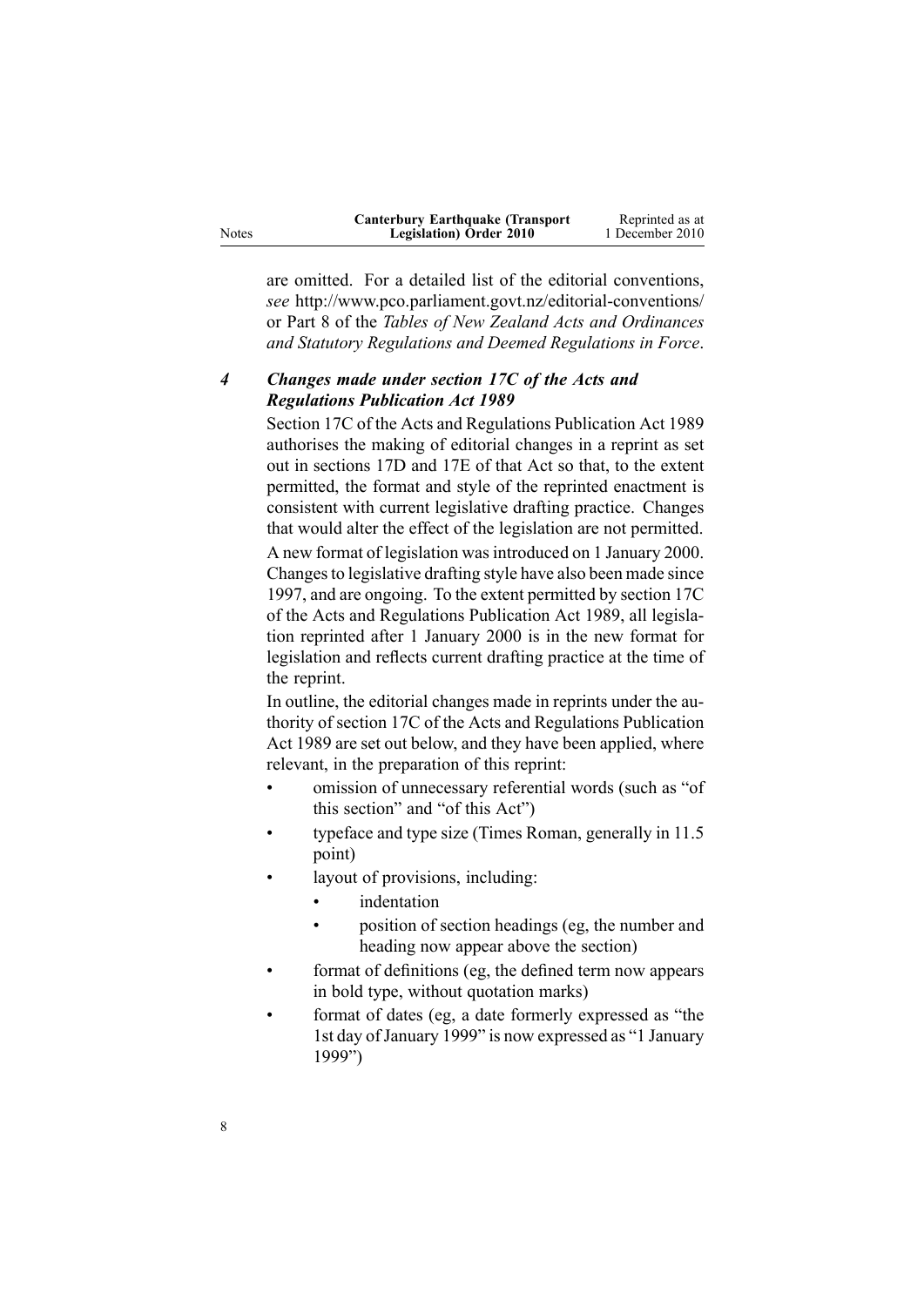are omitted. For a detailed list of the editorial conventions, *see* http://www.pco.parliament.govt.nz/editorial-conventions/ or Part 8 of the *Tables of New Zealand Acts and Ordinances and Statutory Regulations and Deemed Regulations in Force*.

### *4 Changes made under section 17C of the Acts and Regulations Publication Act 1989*

Section 17C of the Acts and Regulations Publication Act 1989 authorises the making of editorial changes in a reprint as set out in sections 17D and 17E of that Act so that, to the extent permitted, the format and style of the reprinted enactment is consistent with current legislative drafting practice. Changes that would alter the effect of the legislation are not permitted.

A new format of legislation was introduced on 1 January 2000. Changes to legislative drafting style have also been made since 1997, and are ongoing. To the extent permitted by section 17C of the Acts and Regulations Publication Act 1989, all legislation reprinted after 1 January 2000 is in the new format for legislation and reflects current drafting practice at the time of the reprint.

In outline, the editorial changes made in reprints under the authority of section 17C of the Acts and Regulations Publication Act 1989 are set out below, and they have been applied, where relevant, in the preparation of this reprint:

- omission of unnecessary referential words (such as "of this section" and "of this Act")
- typeface and type size (Times Roman, generally in 11.5 point)
- layout of provisions, including:
  - indentation
  - position of section headings (eg, the number and heading now appear above the section)
- format of definitions (eg, the defined term now appears in bold type, without quotation marks)
- format of dates (eg, a date formerly expressed as "the 1st day of January 1999" is now expressed as "1 January 1999")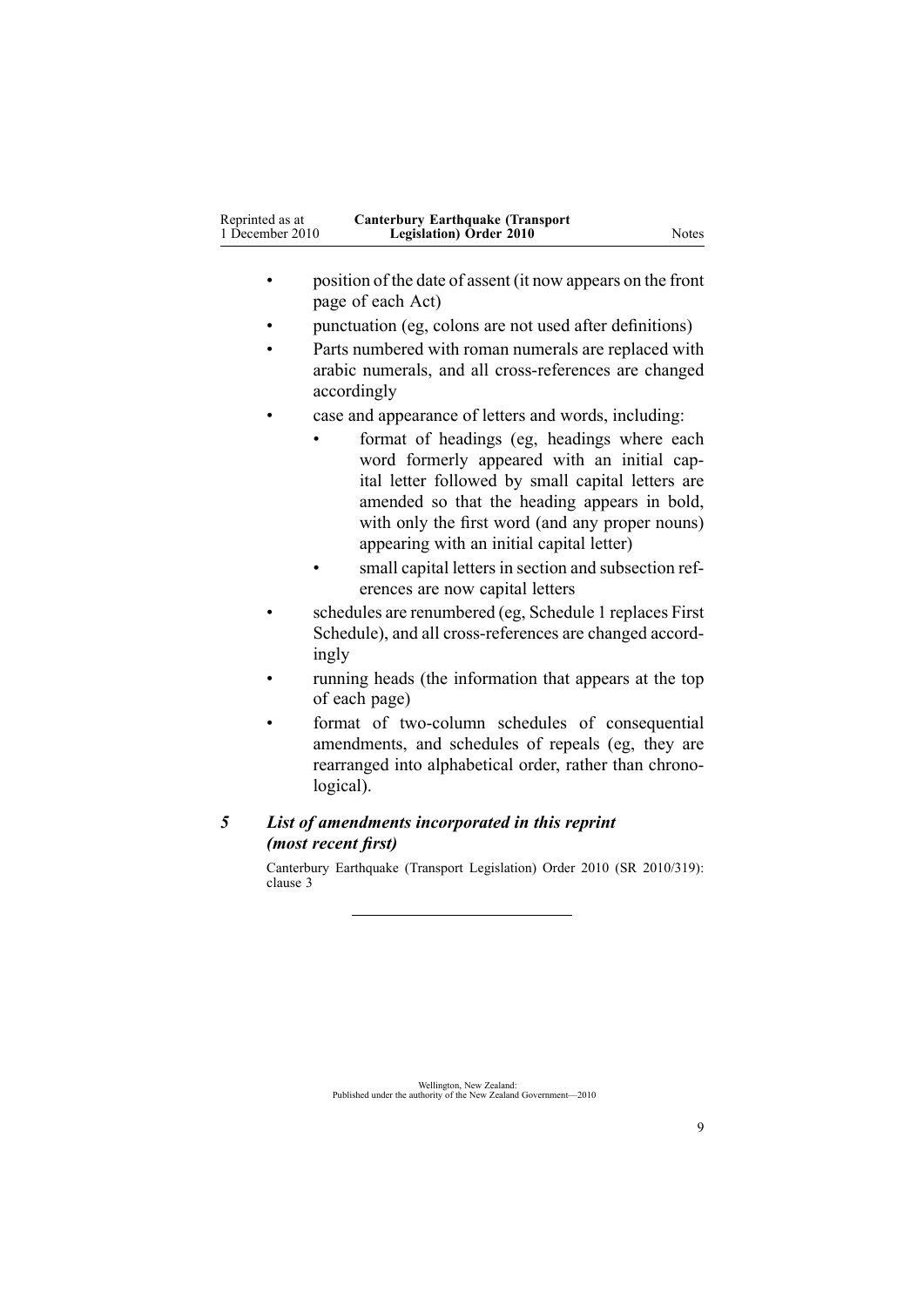- position of the date of assent (it now appears on the front page of each Act)
- punctuation (eg, colons are not used after definitions)
- Parts numbered with roman numerals are replaced with arabic numerals, and all cross-references are changed accordingly
- case and appearance of letters and words, including:
  - format of headings (eg, headings where each word formerly appeared with an initial capital letter followed by small capital letters are amended so that the heading appears in bold, with only the first word (and any proper nouns) appearing with an initial capital letter)
  - small capital letters in section and subsection references are now capital letters
- schedules are renumbered (eg, Schedule 1 replaces First Schedule), and all cross-references are changed accordingly
- running heads (the information that appears at the top of each page)
- format of two-column schedules of consequential amendments, and schedules of repeals (eg, they are rearranged into alphabetical order, rather than chronological).

### *5 List of amendments incorporated in this reprint (most recent first)*

Canterbury Earthquake (Transport Legislation) Order 2010 (SR 2010/319): clause 3

---

Wellington, New Zealand:
Published under the authority of the New Zealand Government—2010